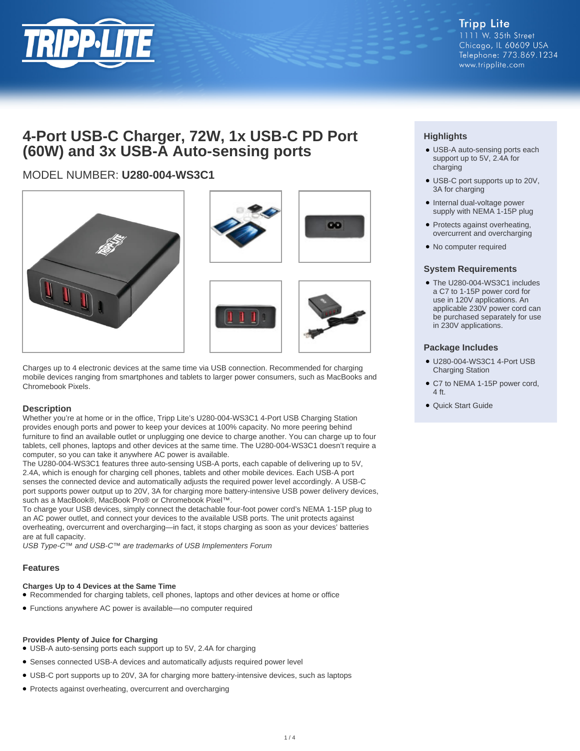Tripp Lite
1111 W. 35th Street
Chicago, IL 60609 USA
Telephone: 773.869.1234
www.tripplite.com

# 4-Port USB-C Charger, 72W, 1x USB-C PD Port (60W) and 3x USB-A Auto-sensing ports

## MODEL NUMBER: **U280-004-WS3C1**

Charges up to 4 electronic devices at the same time via USB connection. Recommended for charging mobile devices ranging from smartphones and tablets to larger power consumers, such as MacBooks and Chromebook Pixels.

## Description

Whether you're at home or in the office, Tripp Lite's U280-004-WS3C1 4-Port USB Charging Station provides enough ports and power to keep your devices at 100% capacity. No more peering behind furniture to find an available outlet or unplugging one device to charge another. You can charge up to four tablets, cell phones, laptops and other devices at the same time. The U280-004-WS3C1 doesn't require a computer, so you can take it anywhere AC power is available.

The U280-004-WS3C1 features three auto-sensing USB-A ports, each capable of delivering up to 5V, 2.4A, which is enough for charging cell phones, tablets and other mobile devices. Each USB-A port senses the connected device and automatically adjusts the required power level accordingly. A USB-C port supports power output up to 20V, 3A for charging more battery-intensive USB power delivery devices, such as a MacBook®, MacBook Pro® or Chromebook Pixel™.

To charge your USB devices, simply connect the detachable four-foot power cord's NEMA 1-15P plug to an AC power outlet, and connect your devices to the available USB ports. The unit protects against overheating, overcurrent and overcharging—in fact, it stops charging as soon as your devices' batteries are at full capacity.

*USB Type-C™ and USB-C™ are trademarks of USB Implementers Forum*

## Features

### Charges Up to 4 Devices at the Same Time

- Recommended for charging tablets, cell phones, laptops and other devices at home or office
- Functions anywhere AC power is available—no computer required

### Provides Plenty of Juice for Charging

- USB-A auto-sensing ports each support up to 5V, 2.4A for charging
- Senses connected USB-A devices and automatically adjusts required power level
- USB-C port supports up to 20V, 3A for charging more battery-intensive devices, such as laptops
- Protects against overheating, overcurrent and overcharging

## Highlights

- USB-A auto-sensing ports each support up to 5V, 2.4A for charging
- USB-C port supports up to 20V, 3A for charging
- Internal dual-voltage power supply with NEMA 1-15P plug
- Protects against overheating, overcurrent and overcharging
- No computer required

## System Requirements

- The U280-004-WS3C1 includes a C7 to 1-15P power cord for use in 120V applications. An applicable 230V power cord can be purchased separately for use in 230V applications.

## Package Includes

- U280-004-WS3C1 4-Port USB Charging Station
- C7 to NEMA 1-15P power cord, 4 ft.
- Quick Start Guide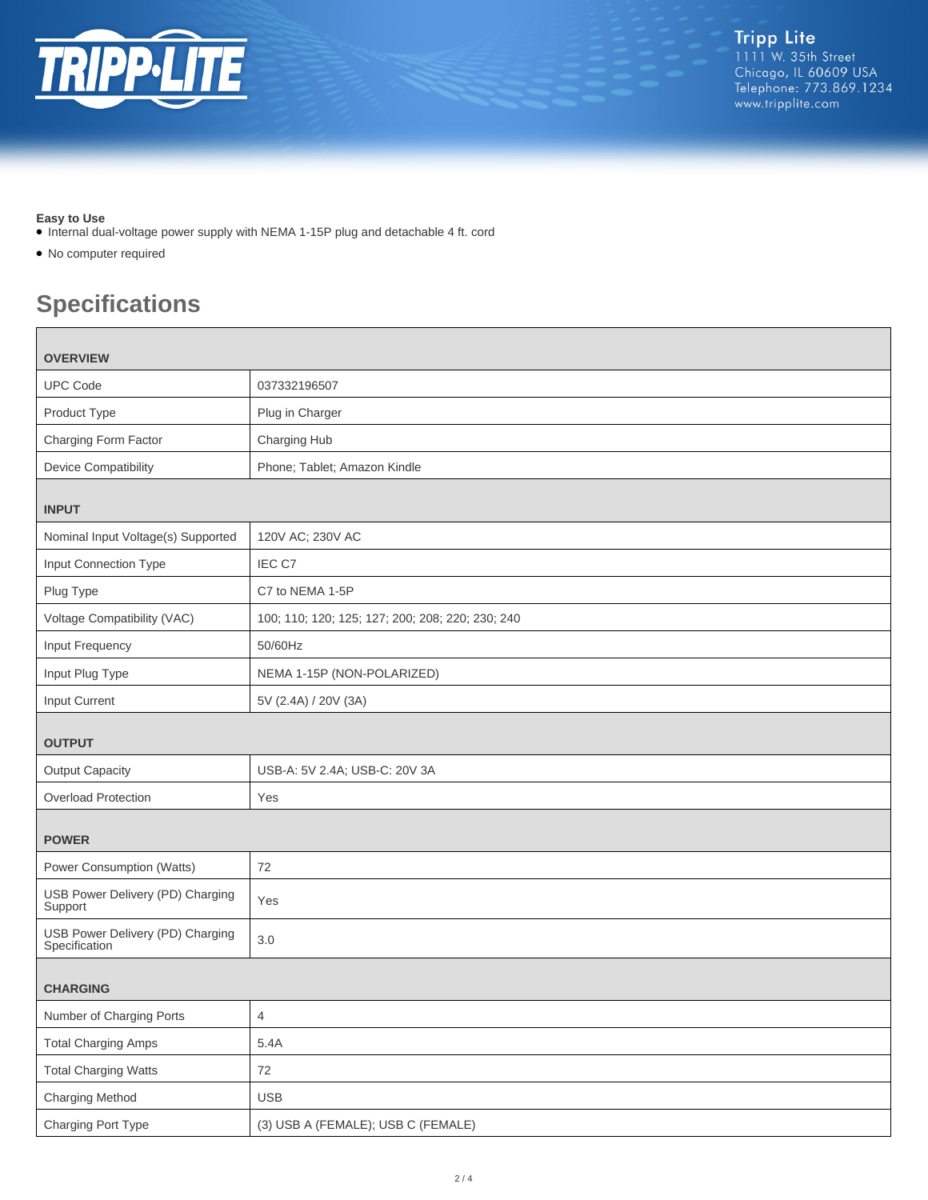**Easy to Use**

- Internal dual-voltage power supply with NEMA 1-15P plug and detachable 4 ft. cord
- No computer required

## Specifications

| **OVERVIEW** | |
|---|---|
| UPC Code | 037332196507 |
| Product Type | Plug in Charger |
| Charging Form Factor | Charging Hub |
| Device Compatibility | Phone; Tablet; Amazon Kindle |
| **INPUT** | |
| Nominal Input Voltage(s) Supported | 120V AC; 230V AC |
| Input Connection Type | IEC C7 |
| Plug Type | C7 to NEMA 1-5P |
| Voltage Compatibility (VAC) | 100; 110; 120; 125; 127; 200; 208; 220; 230; 240 |
| Input Frequency | 50/60Hz |
| Input Plug Type | NEMA 1-15P (NON-POLARIZED) |
| Input Current | 5V (2.4A) / 20V (3A) |
| **OUTPUT** | |
| Output Capacity | USB-A: 5V 2.4A; USB-C: 20V 3A |
| Overload Protection | Yes |
| **POWER** | |
| Power Consumption (Watts) | 72 |
| USB Power Delivery (PD) Charging Support | Yes |
| USB Power Delivery (PD) Charging Specification | 3.0 |
| **CHARGING** | |
| Number of Charging Ports | 4 |
| Total Charging Amps | 5.4A |
| Total Charging Watts | 72 |
| Charging Method | USB |
| Charging Port Type | (3) USB A (FEMALE); USB C (FEMALE) |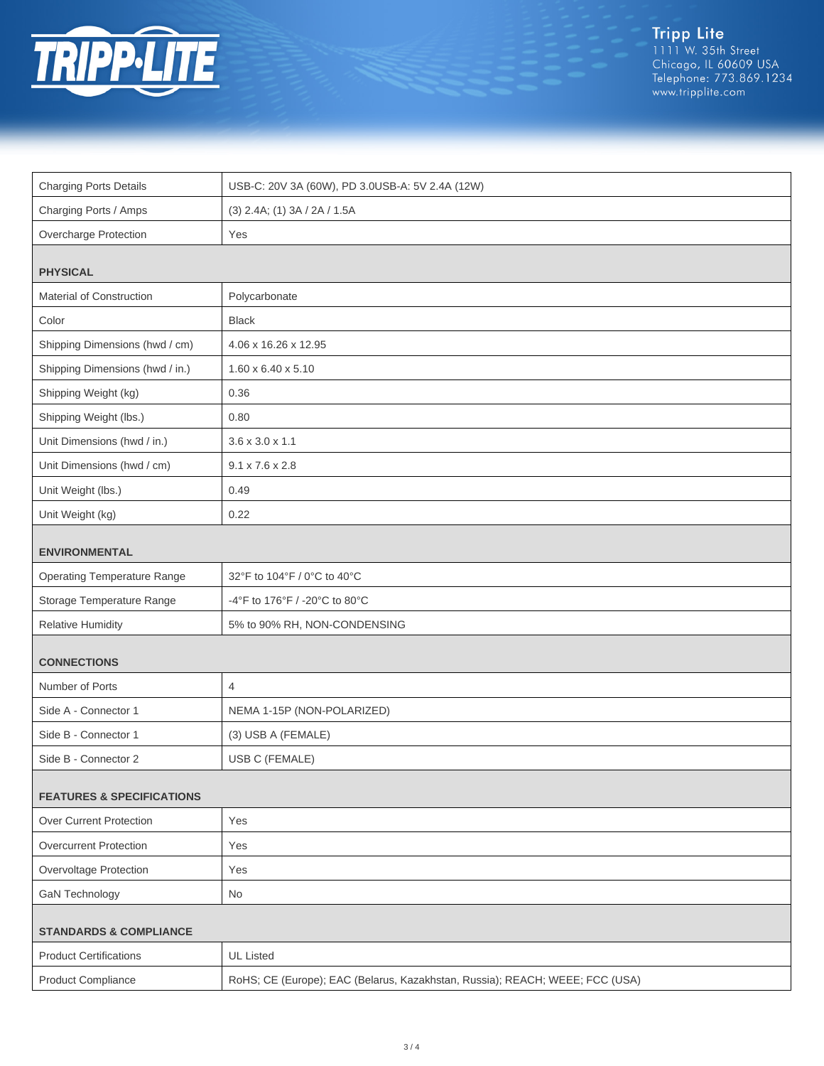| | |
|---|---|
| Charging Ports Details | USB-C: 20V 3A (60W), PD 3.0USB-A: 5V 2.4A (12W) |
| Charging Ports / Amps | (3) 2.4A; (1) 3A / 2A / 1.5A |
| Overcharge Protection | Yes |
| **PHYSICAL** | |
| Material of Construction | Polycarbonate |
| Color | Black |
| Shipping Dimensions (hwd / cm) | 4.06 x 16.26 x 12.95 |
| Shipping Dimensions (hwd / in.) | 1.60 x 6.40 x 5.10 |
| Shipping Weight (kg) | 0.36 |
| Shipping Weight (lbs.) | 0.80 |
| Unit Dimensions (hwd / in.) | 3.6 x 3.0 x 1.1 |
| Unit Dimensions (hwd / cm) | 9.1 x 7.6 x 2.8 |
| Unit Weight (lbs.) | 0.49 |
| Unit Weight (kg) | 0.22 |
| **ENVIRONMENTAL** | |
| Operating Temperature Range | 32°F to 104°F / 0°C to 40°C |
| Storage Temperature Range | -4°F to 176°F / -20°C to 80°C |
| Relative Humidity | 5% to 90% RH, NON-CONDENSING |
| **CONNECTIONS** | |
| Number of Ports | 4 |
| Side A - Connector 1 | NEMA 1-15P (NON-POLARIZED) |
| Side B - Connector 1 | (3) USB A (FEMALE) |
| Side B - Connector 2 | USB C (FEMALE) |
| **FEATURES & SPECIFICATIONS** | |
| Over Current Protection | Yes |
| Overcurrent Protection | Yes |
| Overvoltage Protection | Yes |
| GaN Technology | No |
| **STANDARDS & COMPLIANCE** | |
| Product Certifications | UL Listed |
| Product Compliance | RoHS; CE (Europe); EAC (Belarus, Kazakhstan, Russia); REACH; WEEE; FCC (USA) |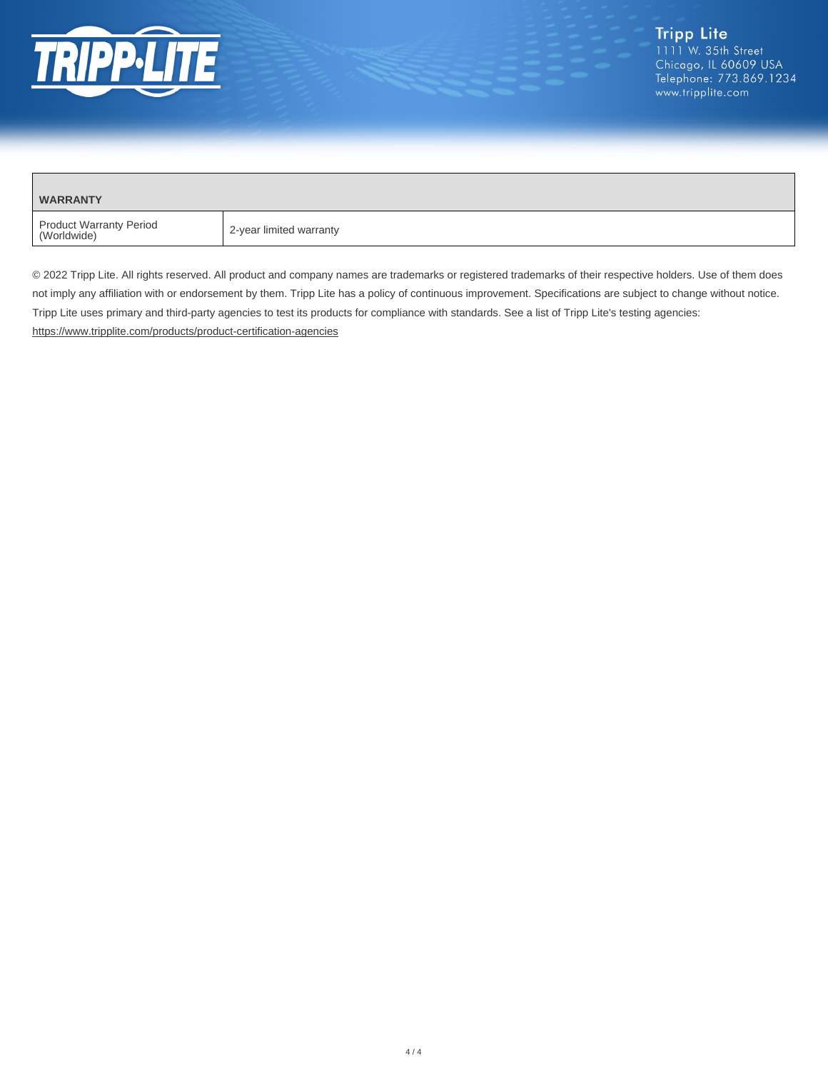| WARRANTY | |
| --- | --- |
| Product Warranty Period (Worldwide) | 2-year limited warranty |

© 2022 Tripp Lite. All rights reserved. All product and company names are trademarks or registered trademarks of their respective holders. Use of them does not imply any affiliation with or endorsement by them. Tripp Lite has a policy of continuous improvement. Specifications are subject to change without notice. Tripp Lite uses primary and third-party agencies to test its products for compliance with standards. See a list of Tripp Lite's testing agencies: https://www.tripplite.com/products/product-certification-agencies